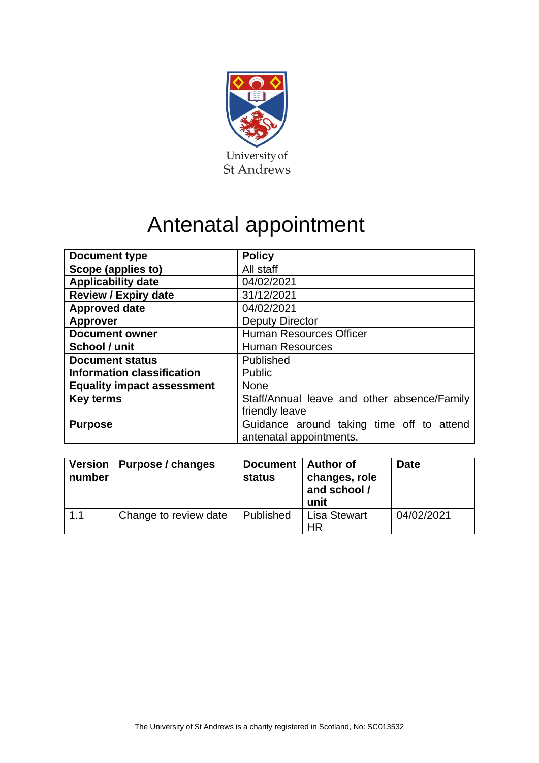University of St Andrews

# Antenatal appointment

| Document type | Policy |
|---|---|
| Scope (applies to) | All staff |
| Applicability date | 04/02/2021 |
| Review / Expiry date | 31/12/2021 |
| Approved date | 04/02/2021 |
| Approver | Deputy Director |
| Document owner | Human Resources Officer |
| School / unit | Human Resources |
| Document status | Published |
| Information classification | Public |
| Equality impact assessment | None |
| Key terms | Staff/Annual leave and other absence/Family friendly leave |
| Purpose | Guidance around taking time off to attend antenatal appointments. |

| Version number | Purpose / changes | Document status | Author of changes, role and school / unit | Date |
|---|---|---|---|---|
| 1.1 | Change to review date | Published | Lisa Stewart HR | 04/02/2021 |

The University of St Andrews is a charity registered in Scotland, No: SC013532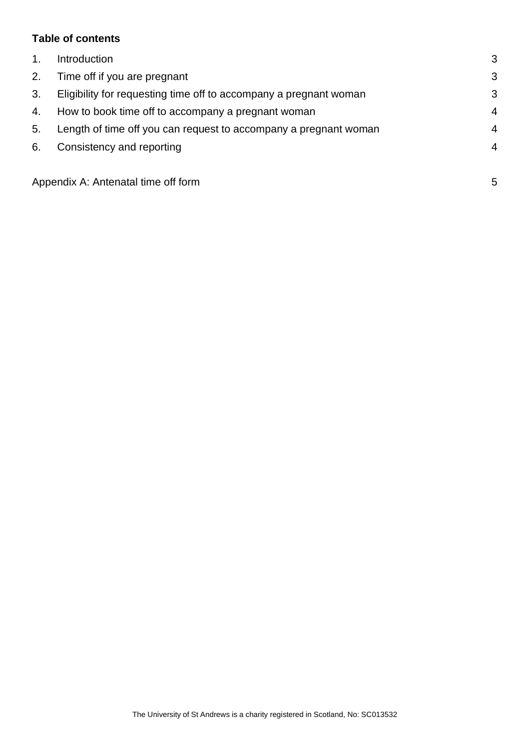**Table of contents**

| | | |
|---|---|---|
| 1. | Introduction | 3 |
| 2. | Time off if you are pregnant | 3 |
| 3. | Eligibility for requesting time off to accompany a pregnant woman | 3 |
| 4. | How to book time off to accompany a pregnant woman | 4 |
| 5. | Length of time off you can request to accompany a pregnant woman | 4 |
| 6. | Consistency and reporting | 4 |
| | Appendix A: Antenatal time off form | 5 |

The University of St Andrews is a charity registered in Scotland, No: SC013532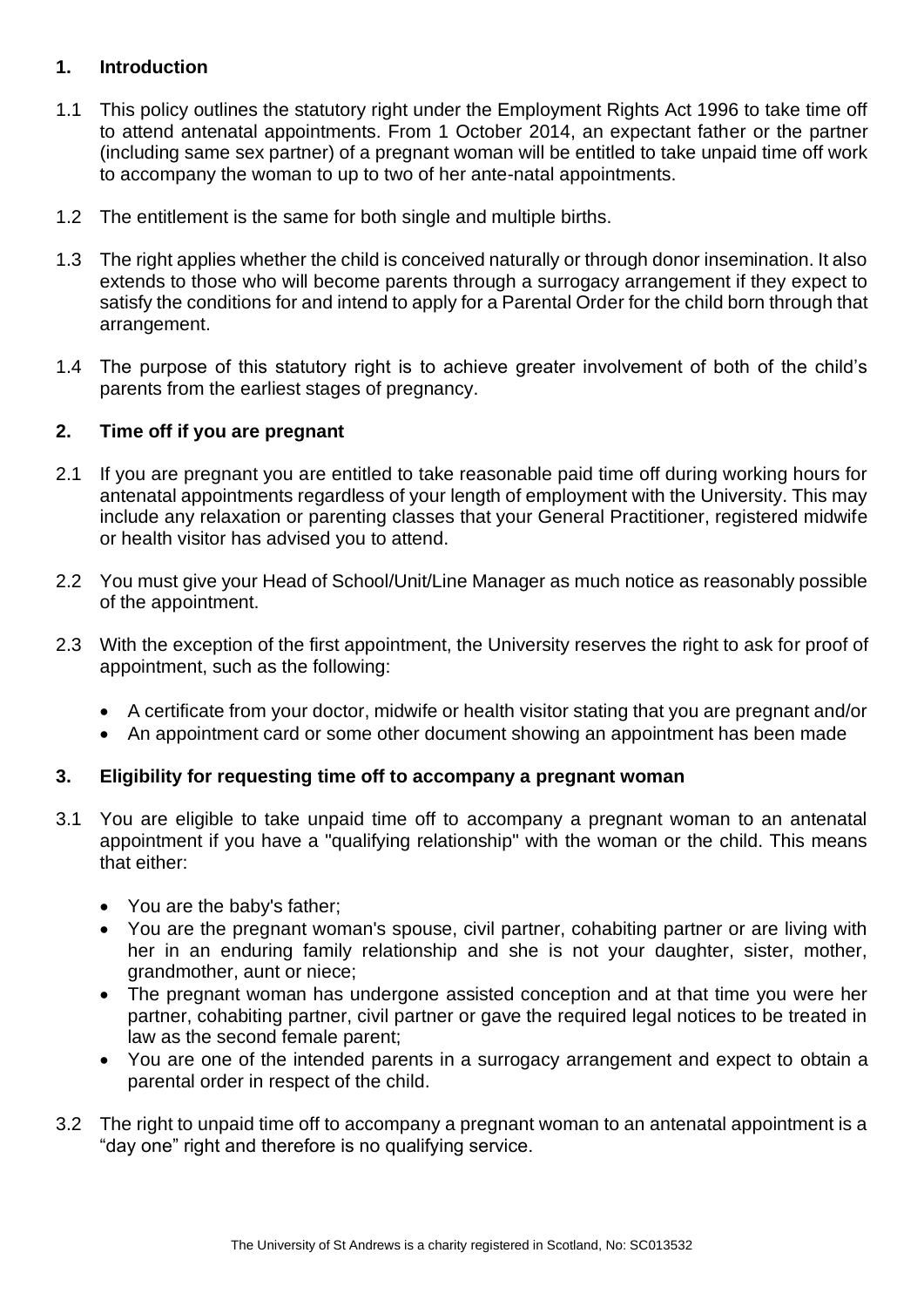## 1. Introduction

1.1 This policy outlines the statutory right under the Employment Rights Act 1996 to take time off to attend antenatal appointments. From 1 October 2014, an expectant father or the partner (including same sex partner) of a pregnant woman will be entitled to take unpaid time off work to accompany the woman to up to two of her ante-natal appointments.

1.2 The entitlement is the same for both single and multiple births.

1.3 The right applies whether the child is conceived naturally or through donor insemination. It also extends to those who will become parents through a surrogacy arrangement if they expect to satisfy the conditions for and intend to apply for a Parental Order for the child born through that arrangement.

1.4 The purpose of this statutory right is to achieve greater involvement of both of the child's parents from the earliest stages of pregnancy.

## 2. Time off if you are pregnant

2.1 If you are pregnant you are entitled to take reasonable paid time off during working hours for antenatal appointments regardless of your length of employment with the University. This may include any relaxation or parenting classes that your General Practitioner, registered midwife or health visitor has advised you to attend.

2.2 You must give your Head of School/Unit/Line Manager as much notice as reasonably possible of the appointment.

2.3 With the exception of the first appointment, the University reserves the right to ask for proof of appointment, such as the following:

- A certificate from your doctor, midwife or health visitor stating that you are pregnant and/or
- An appointment card or some other document showing an appointment has been made

## 3. Eligibility for requesting time off to accompany a pregnant woman

3.1 You are eligible to take unpaid time off to accompany a pregnant woman to an antenatal appointment if you have a "qualifying relationship" with the woman or the child. This means that either:

- You are the baby's father;
- You are the pregnant woman's spouse, civil partner, cohabiting partner or are living with her in an enduring family relationship and she is not your daughter, sister, mother, grandmother, aunt or niece;
- The pregnant woman has undergone assisted conception and at that time you were her partner, cohabiting partner, civil partner or gave the required legal notices to be treated in law as the second female parent;
- You are one of the intended parents in a surrogacy arrangement and expect to obtain a parental order in respect of the child.

3.2 The right to unpaid time off to accompany a pregnant woman to an antenatal appointment is a "day one" right and therefore is no qualifying service.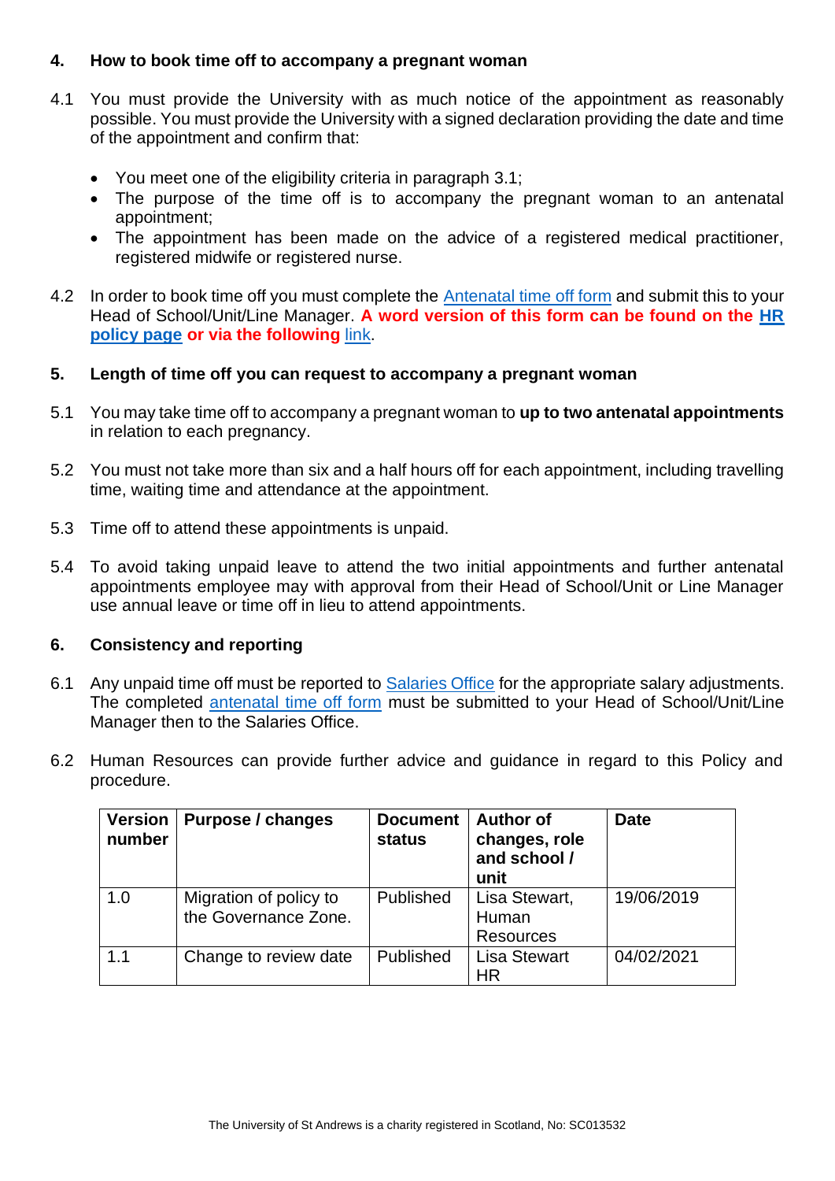## 4. How to book time off to accompany a pregnant woman

4.1 You must provide the University with as much notice of the appointment as reasonably possible. You must provide the University with a signed declaration providing the date and time of the appointment and confirm that:

- You meet one of the eligibility criteria in paragraph 3.1;
- The purpose of the time off is to accompany the pregnant woman to an antenatal appointment;
- The appointment has been made on the advice of a registered medical practitioner, registered midwife or registered nurse.

4.2 In order to book time off you must complete the Antenatal time off form and submit this to your Head of School/Unit/Line Manager. **A word version of this form can be found on the HR policy page or via the following** link.

## 5. Length of time off you can request to accompany a pregnant woman

5.1 You may take time off to accompany a pregnant woman to **up to two antenatal appointments** in relation to each pregnancy.

5.2 You must not take more than six and a half hours off for each appointment, including travelling time, waiting time and attendance at the appointment.

5.3 Time off to attend these appointments is unpaid.

5.4 To avoid taking unpaid leave to attend the two initial appointments and further antenatal appointments employee may with approval from their Head of School/Unit or Line Manager use annual leave or time off in lieu to attend appointments.

## 6. Consistency and reporting

6.1 Any unpaid time off must be reported to Salaries Office for the appropriate salary adjustments. The completed antenatal time off form must be submitted to your Head of School/Unit/Line Manager then to the Salaries Office.

6.2 Human Resources can provide further advice and guidance in regard to this Policy and procedure.

| Version number | Purpose / changes | Document status | Author of changes, role and school / unit | Date |
|---|---|---|---|---|
| 1.0 | Migration of policy to the Governance Zone. | Published | Lisa Stewart, Human Resources | 19/06/2019 |
| 1.1 | Change to review date | Published | Lisa Stewart HR | 04/02/2021 |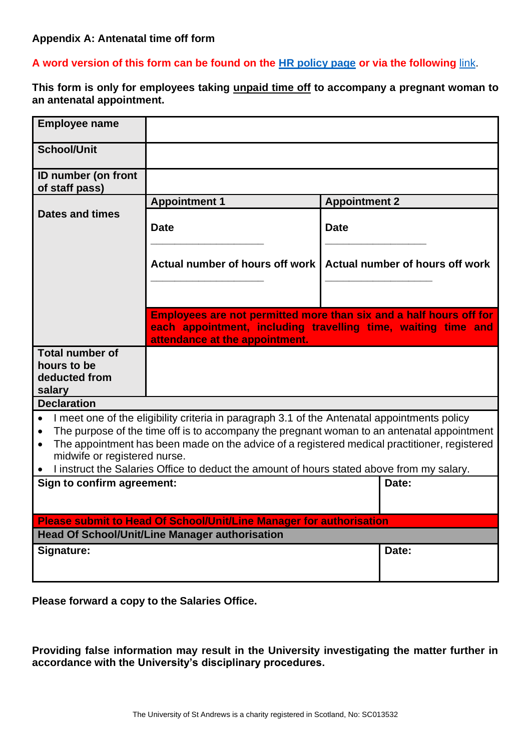**Appendix A: Antenatal time off form**

**A word version of this form can be found on the HR policy page or via the following link.**

**This form is only for employees taking unpaid time off to accompany a pregnant woman to an antenatal appointment.**

| | | |
|---|---|---|
| **Employee name** | | |
| **School/Unit** | | |
| **ID number (on front of staff pass)** | | |
| **Dates and times** | **Appointment 1** | **Appointment 2** |
| | **Date** ____________________ **Actual number of hours off work** ____________________ | **Date** ____________________ **Actual number of hours off work** ____________________ |
| | **Employees are not permitted more than six and a half hours off for each appointment, including travelling time, waiting time and attendance at the appointment.** | |
| **Total number of hours to be deducted from salary** | | |

| |
|---|
| **Declaration** |
| • I meet one of the eligibility criteria in paragraph 3.1 of the Antenatal appointments policy<br>• The purpose of the time off is to accompany the pregnant woman to an antenatal appointment<br>• The appointment has been made on the advice of a registered medical practitioner, registered midwife or registered nurse.<br>• I instruct the Salaries Office to deduct the amount of hours stated above from my salary. |

| | |
|---|---|
| **Sign to confirm agreement:** | **Date:** |
| **Please submit to Head Of School/Unit/Line Manager for authorisation** | |
| **Head Of School/Unit/Line Manager authorisation** | |
| **Signature:** | **Date:** |

**Please forward a copy to the Salaries Office.**

**Providing false information may result in the University investigating the matter further in accordance with the University's disciplinary procedures.**

The University of St Andrews is a charity registered in Scotland, No: SC013532